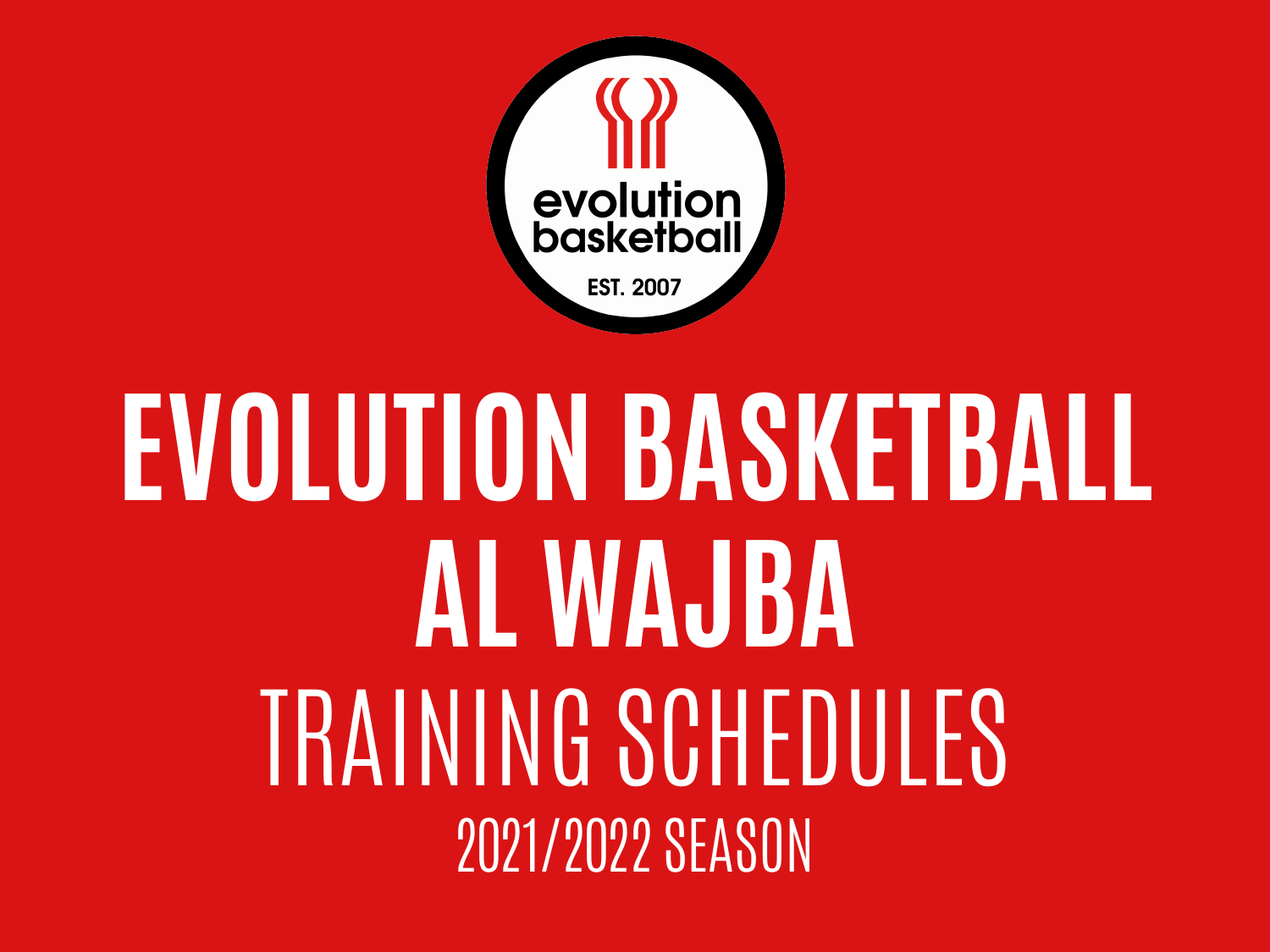evolution basketball

EST. 2007

# EVOLUTION BASKETBALL AL WAJBA

## TRAINING SCHEDULES

2021/2022 SEASON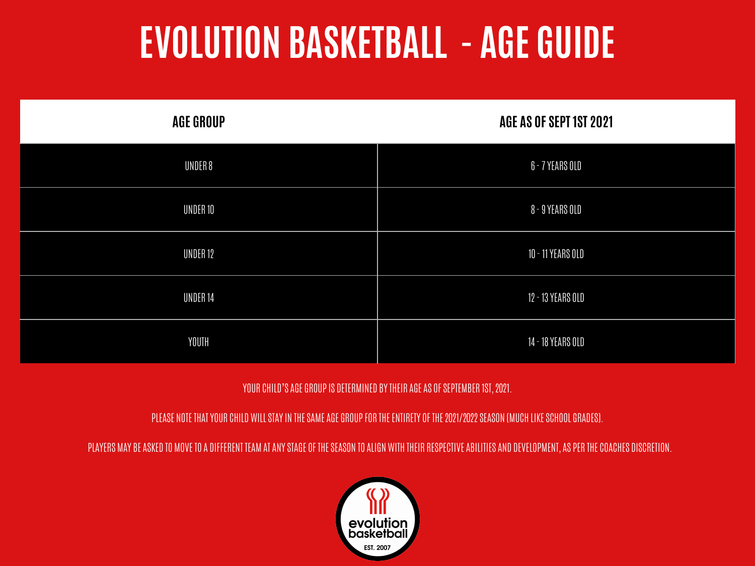# EVOLUTION BASKETBALL - AGE GUIDE

| AGE GROUP | AGE AS OF SEPT 1ST 2021 |
| --- | --- |
| UNDER 8 | 6 - 7 YEARS OLD |
| UNDER 10 | 8 - 9 YEARS OLD |
| UNDER 12 | 10 - 11 YEARS OLD |
| UNDER 14 | 12 - 13 YEARS OLD |
| YOUTH | 14 - 18 YEARS OLD |

YOUR CHILD'S AGE GROUP IS DETERMINED BY THEIR AGE AS OF SEPTEMBER 1ST, 2021.

PLEASE NOTE THAT YOUR CHILD WILL STAY IN THE SAME AGE GROUP FOR THE ENTIRETY OF THE 2021/2022 SEASON (MUCH LIKE SCHOOL GRADES).

PLAYERS MAY BE ASKED TO MOVE TO A DIFFERENT TEAM AT ANY STAGE OF THE SEASON TO ALIGN WITH THEIR RESPECTIVE ABILITIES AND DEVELOPMENT, AS PER THE COACHES DISCRETION.

evolution basketball

EST. 2007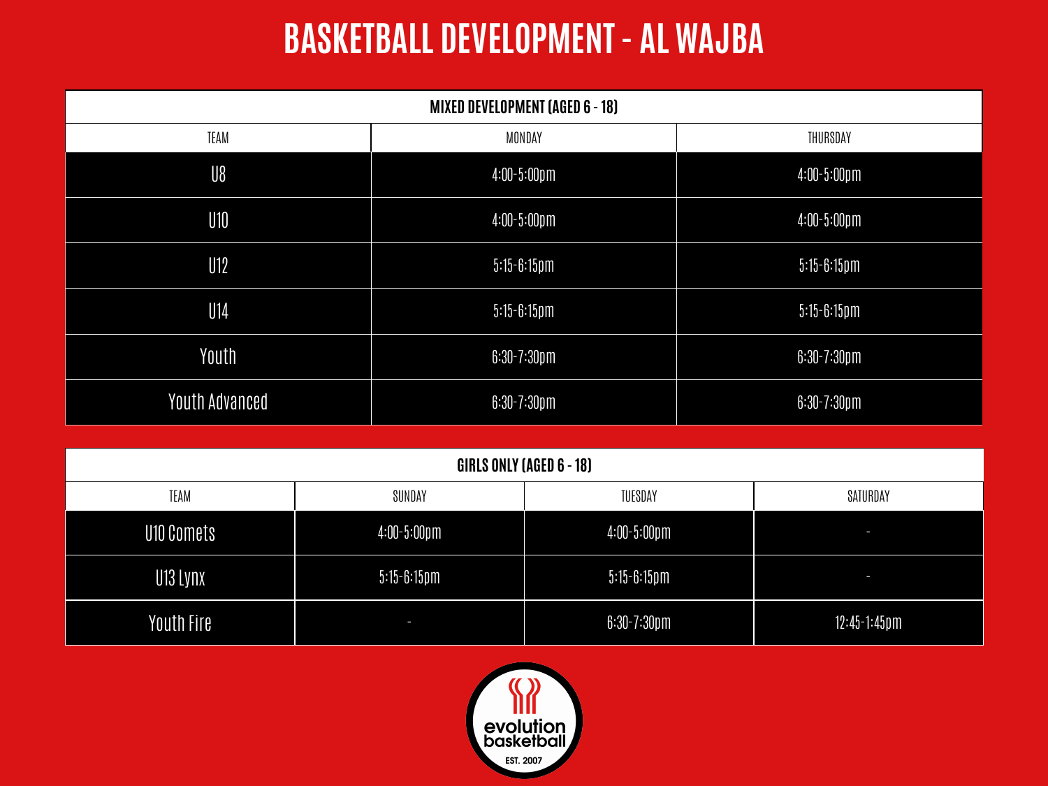# BASKETBALL DEVELOPMENT - AL WAJBA

| MIXED DEVELOPMENT (AGED 6 - 18) | | |
|---|---|---|
| TEAM | MONDAY | THURSDAY |
| U8 | 4:00-5:00pm | 4:00-5:00pm |
| U10 | 4:00-5:00pm | 4:00-5:00pm |
| U12 | 5:15-6:15pm | 5:15-6:15pm |
| U14 | 5:15-6:15pm | 5:15-6:15pm |
| Youth | 6:30-7:30pm | 6:30-7:30pm |
| Youth Advanced | 6:30-7:30pm | 6:30-7:30pm |

| GIRLS ONLY (AGED 6 - 18) | | | |
|---|---|---|---|
| TEAM | SUNDAY | TUESDAY | SATURDAY |
| U10 Comets | 4:00-5:00pm | 4:00-5:00pm | - |
| U13 Lynx | 5:15-6:15pm | 5:15-6:15pm | - |
| Youth Fire | - | 6:30-7:30pm | 12:45-1:45pm |

evolution basketball

EST. 2007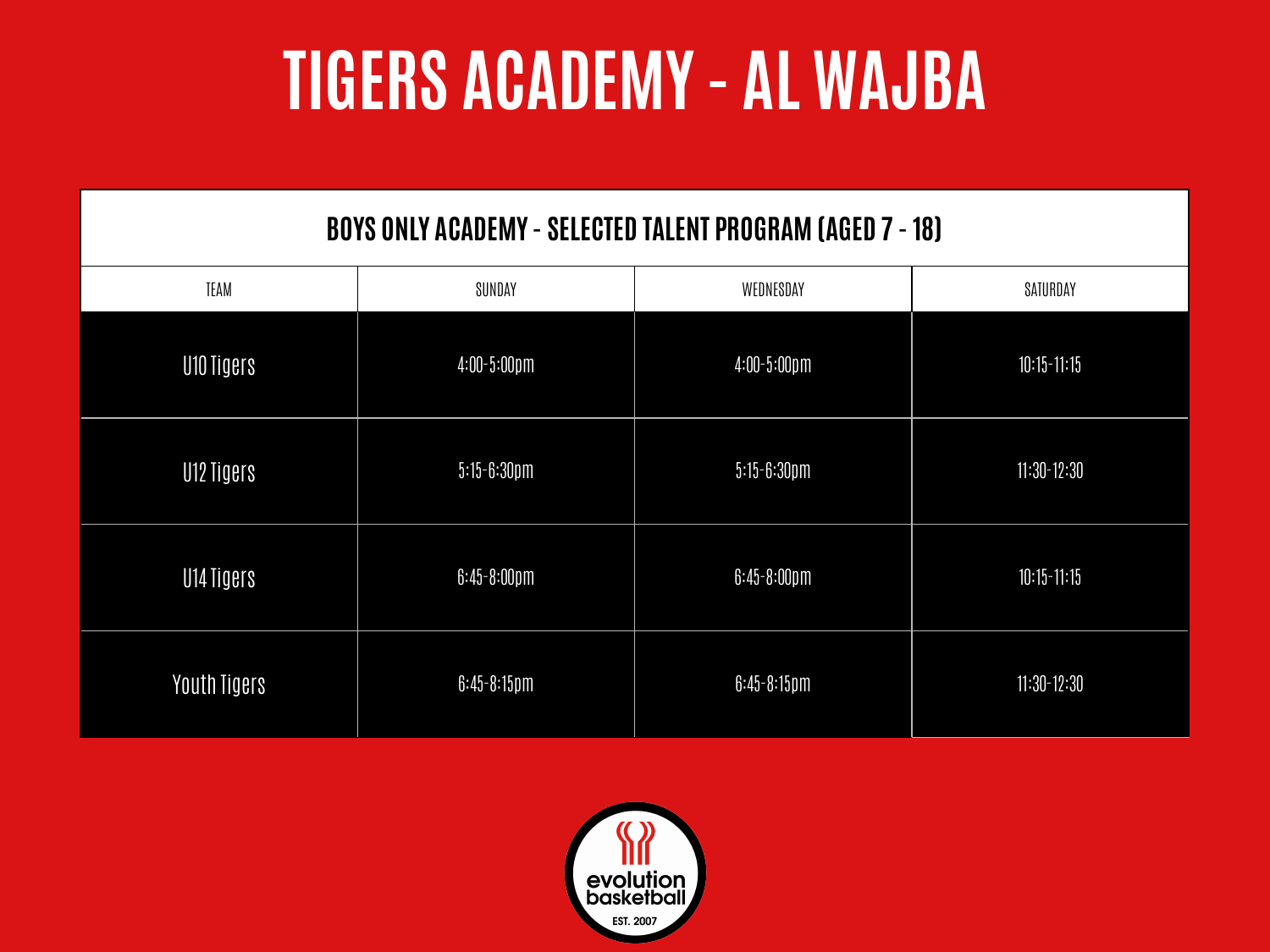# TIGERS ACADEMY - AL WAJBA

| BOYS ONLY ACADEMY - SELECTED TALENT PROGRAM (AGED 7 - 18) | | | |
|---|---|---|---|
| TEAM | SUNDAY | WEDNESDAY | SATURDAY |
| U10 Tigers | 4:00-5:00pm | 4:00-5:00pm | 10:15-11:15 |
| U12 Tigers | 5:15-6:30pm | 5:15-6:30pm | 11:30-12:30 |
| U14 Tigers | 6:45-8:00pm | 6:45-8:00pm | 10:15-11:15 |
| Youth Tigers | 6:45-8:15pm | 6:45-8:15pm | 11:30-12:30 |

evolution basketball

EST. 2007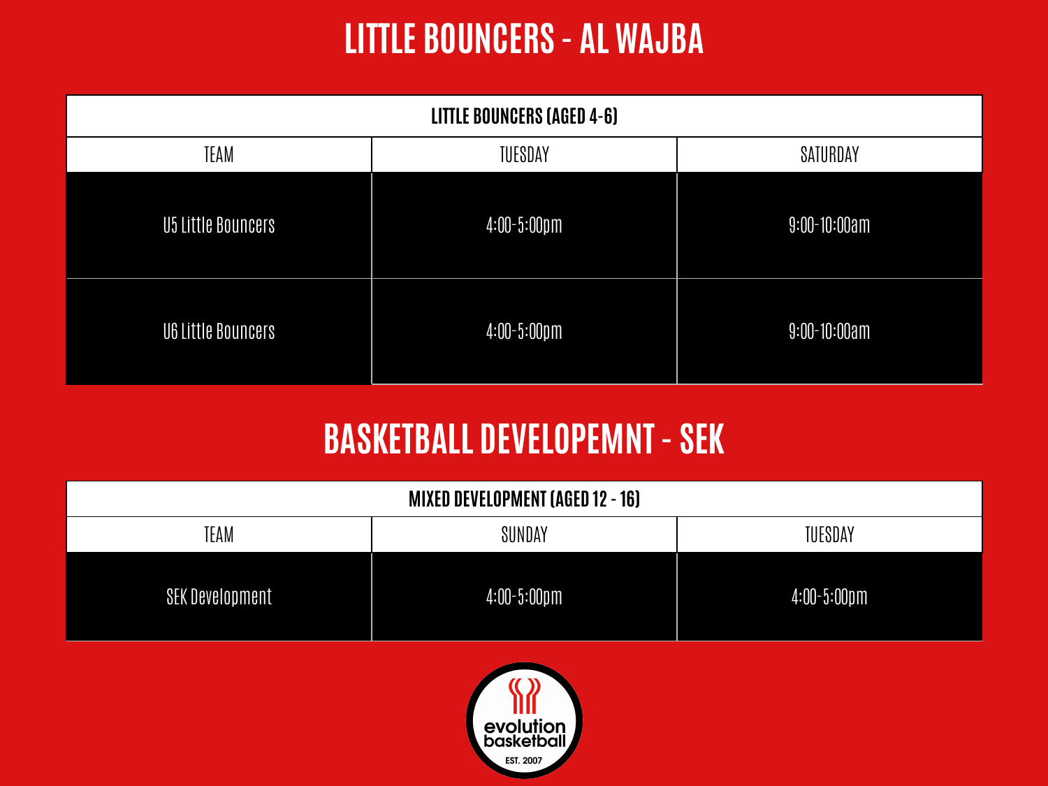# LITTLE BOUNCERS - AL WAJBA

| LITTLE BOUNCERS (AGED 4-6) | | |
| --- | --- | --- |
| TEAM | TUESDAY | SATURDAY |
| U5 Little Bouncers | 4:00-5:00pm | 9:00-10:00am |
| U6 Little Bouncers | 4:00-5:00pm | 9:00-10:00am |

# BASKETBALL DEVELOPEMNT - SEK

| MIXED DEVELOPMENT (AGED 12 - 16) | | |
| --- | --- | --- |
| TEAM | SUNDAY | TUESDAY |
| SEK Development | 4:00-5:00pm | 4:00-5:00pm |

evolution basketball

EST. 2007